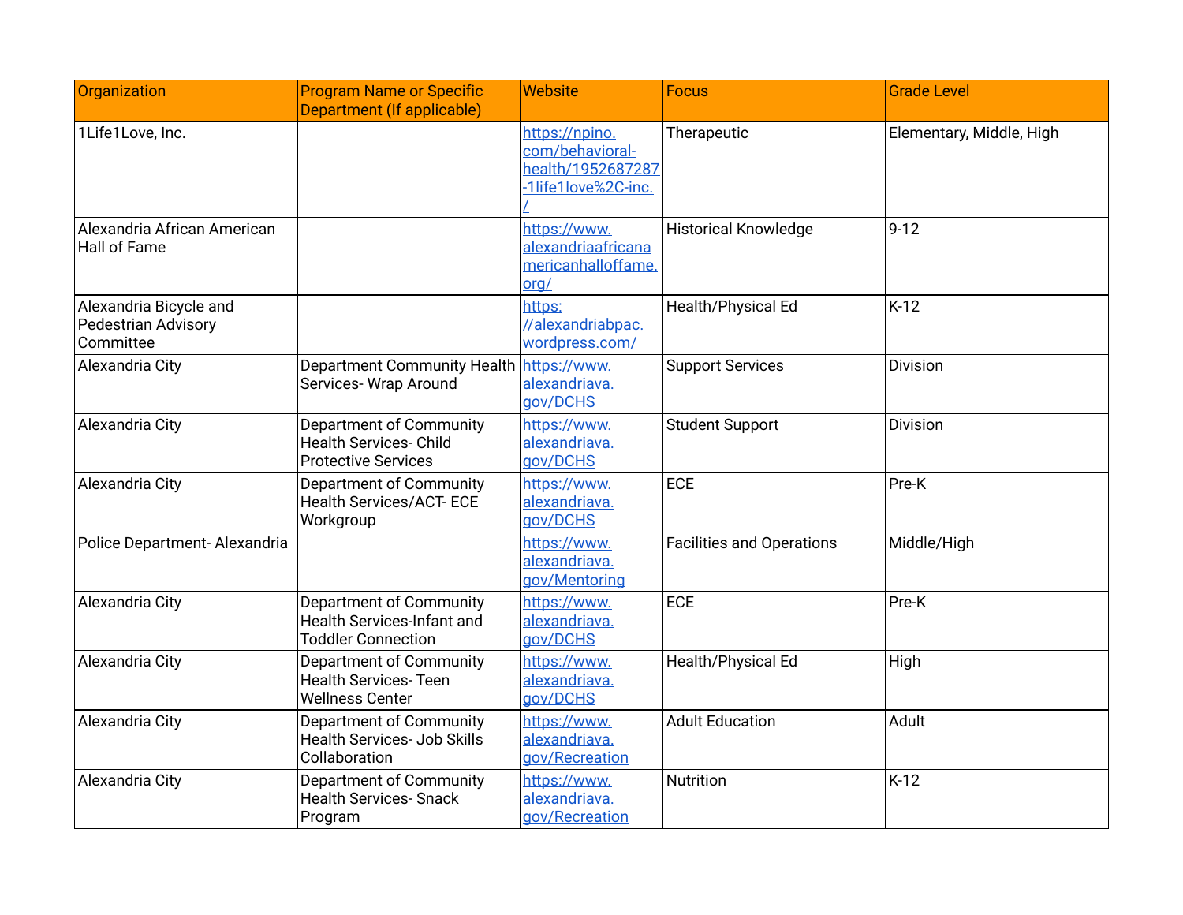| Organization | Program Name or Specific Department (If applicable) | Website | Focus | Grade Level |
|---|---|---|---|---|
| 1Life1Love, Inc. | | https://npino.com/behavioral-health/1952687287-1life1love%2C-inc./ | Therapeutic | Elementary, Middle, High |
| Alexandria African American Hall of Fame | | https://www.alexandriaafricanamericanhalloffame.org/ | Historical Knowledge | 9-12 |
| Alexandria Bicycle and Pedestrian Advisory Committee | | https://alexandriabpac.wordpress.com/ | Health/Physical Ed | K-12 |
| Alexandria City | Department Community Health Services- Wrap Around | https://www.alexandriava.gov/DCHS | Support Services | Division |
| Alexandria City | Department of Community Health Services- Child Protective Services | https://www.alexandriava.gov/DCHS | Student Support | Division |
| Alexandria City | Department of Community Health Services/ACT- ECE Workgroup | https://www.alexandriava.gov/DCHS | ECE | Pre-K |
| Police Department- Alexandria | | https://www.alexandriava.gov/Mentoring | Facilities and Operations | Middle/High |
| Alexandria City | Department of Community Health Services-Infant and Toddler Connection | https://www.alexandriava.gov/DCHS | ECE | Pre-K |
| Alexandria City | Department of Community Health Services- Teen Wellness Center | https://www.alexandriava.gov/DCHS | Health/Physical Ed | High |
| Alexandria City | Department of Community Health Services- Job Skills Collaboration | https://www.alexandriava.gov/Recreation | Adult Education | Adult |
| Alexandria City | Department of Community Health Services- Snack Program | https://www.alexandriava.gov/Recreation | Nutrition | K-12 |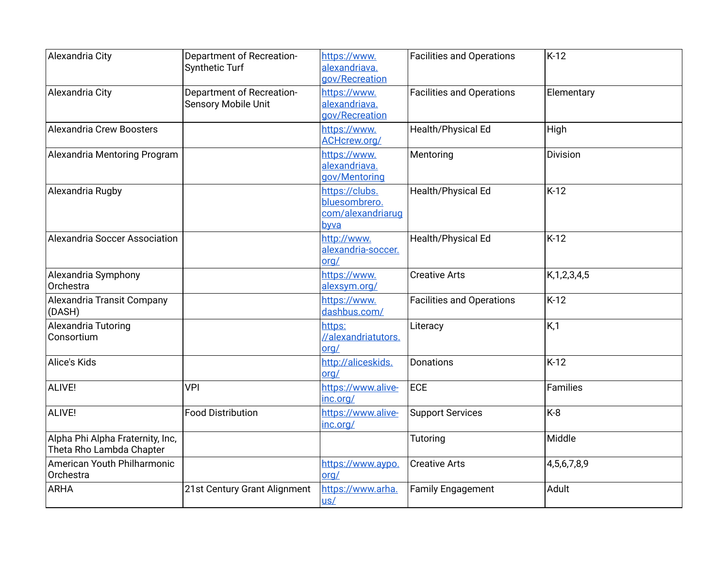| | | | | |
|---|---|---|---|---|
| Alexandria City | Department of Recreation-Synthetic Turf | https://www.alexandriava.gov/Recreation | Facilities and Operations | K-12 |
| Alexandria City | Department of Recreation-Sensory Mobile Unit | https://www.alexandriava.gov/Recreation | Facilities and Operations | Elementary |
| Alexandria Crew Boosters | | https://www.ACHcrew.org/ | Health/Physical Ed | High |
| Alexandria Mentoring Program | | https://www.alexandriava.gov/Mentoring | Mentoring | Division |
| Alexandria Rugby | | https://clubs.bluesombrero.com/alexandriarugbyva | Health/Physical Ed | K-12 |
| Alexandria Soccer Association | | http://www.alexandria-soccer.org/ | Health/Physical Ed | K-12 |
| Alexandria Symphony Orchestra | | https://www.alexsym.org/ | Creative Arts | K,1,2,3,4,5 |
| Alexandria Transit Company (DASH) | | https://www.dashbus.com/ | Facilities and Operations | K-12 |
| Alexandria Tutoring Consortium | | https://alexandriatutors.org/ | Literacy | K,1 |
| Alice's Kids | | http://aliceskids.org/ | Donations | K-12 |
| ALIVE! | VPI | https://www.alive-inc.org/ | ECE | Families |
| ALIVE! | Food Distribution | https://www.alive-inc.org/ | Support Services | K-8 |
| Alpha Phi Alpha Fraternity, Inc, Theta Rho Lambda Chapter | | | Tutoring | Middle |
| American Youth Philharmonic Orchestra | | https://www.aypo.org/ | Creative Arts | 4,5,6,7,8,9 |
| ARHA | 21st Century Grant Alignment | https://www.arha.us/ | Family Engagement | Adult |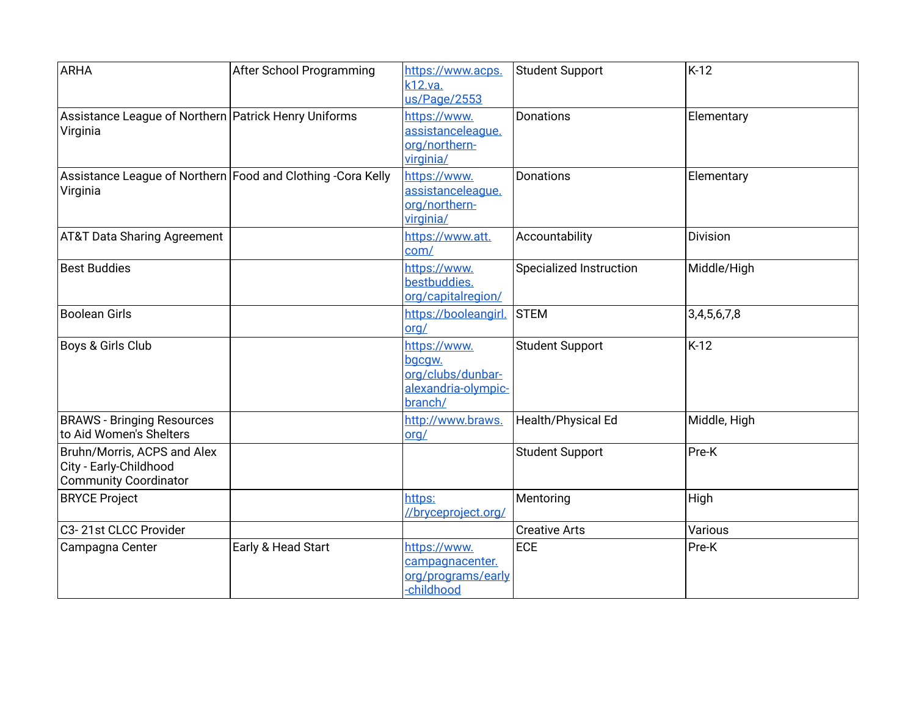| ARHA | After School Programming | https://www.acps.k12.va.us/Page/2553 | Student Support | K-12 |
|---|---|---|---|---|
| Assistance League of Northern Virginia | Patrick Henry Uniforms | https://www.assistanceleague.org/northern-virginia/ | Donations | Elementary |
| Assistance League of Northern Virginia | Food and Clothing -Cora Kelly | https://www.assistanceleague.org/northern-virginia/ | Donations | Elementary |
| AT&T Data Sharing Agreement | | https://www.att.com/ | Accountability | Division |
| Best Buddies | | https://www.bestbuddies.org/capitalregion/ | Specialized Instruction | Middle/High |
| Boolean Girls | | https://booleangirl.org/ | STEM | 3,4,5,6,7,8 |
| Boys & Girls Club | | https://www.bgcgw.org/clubs/dunbar-alexandria-olympic-branch/ | Student Support | K-12 |
| BRAWS - Bringing Resources to Aid Women's Shelters | | http://www.braws.org/ | Health/Physical Ed | Middle, High |
| Bruhn/Morris, ACPS and Alex City - Early-Childhood Community Coordinator | | | Student Support | Pre-K |
| BRYCE Project | | https://bryceproject.org/ | Mentoring | High |
| C3- 21st CLCC Provider | | | Creative Arts | Various |
| Campagna Center | Early & Head Start | https://www.campagnacenter.org/programs/early-childhood | ECE | Pre-K |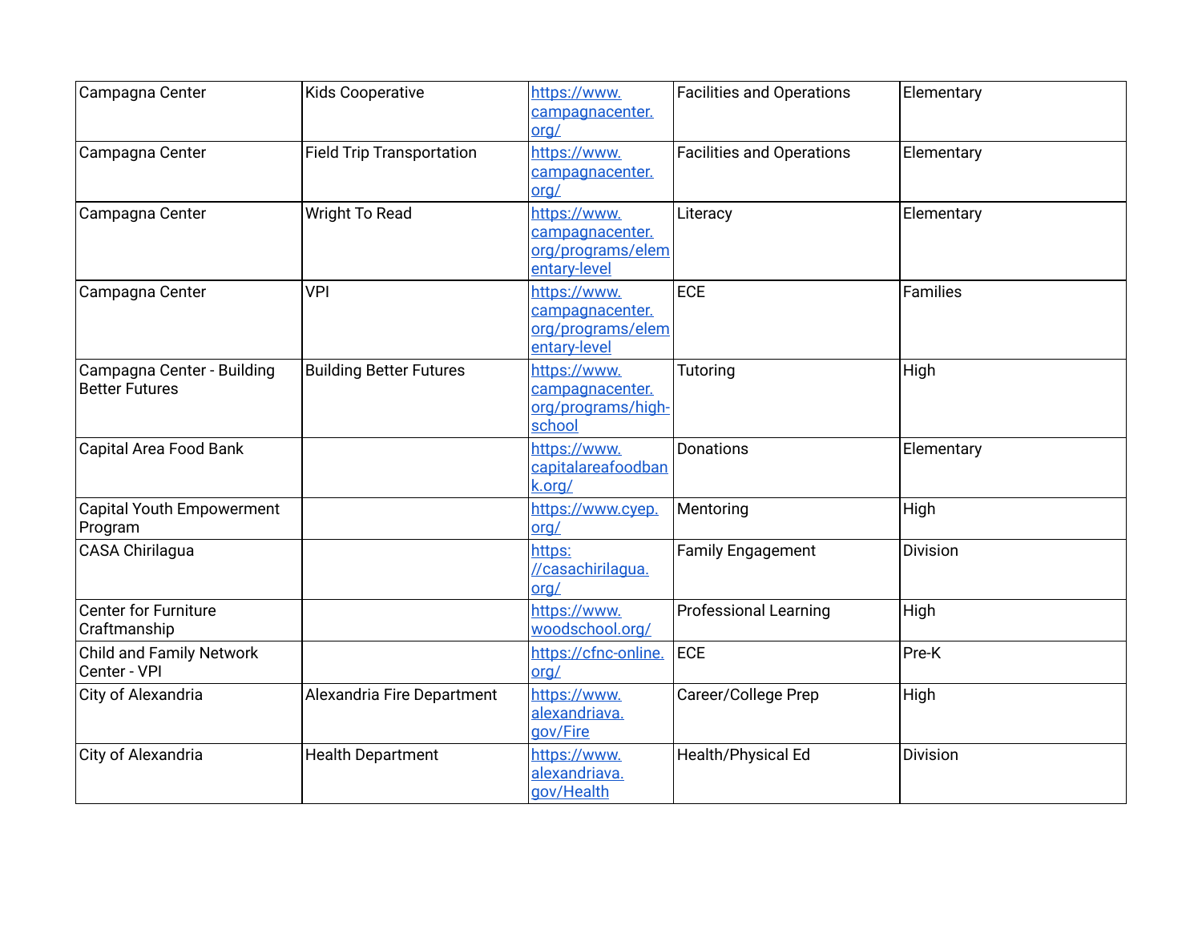| | | | | |
|---|---|---|---|---|
| Campagna Center | Kids Cooperative | https://www.campagnacenter.org/ | Facilities and Operations | Elementary |
| Campagna Center | Field Trip Transportation | https://www.campagnacenter.org/ | Facilities and Operations | Elementary |
| Campagna Center | Wright To Read | https://www.campagnacenter.org/programs/elementary-level | Literacy | Elementary |
| Campagna Center | VPI | https://www.campagnacenter.org/programs/elementary-level | ECE | Families |
| Campagna Center - Building Better Futures | Building Better Futures | https://www.campagnacenter.org/programs/high-school | Tutoring | High |
| Capital Area Food Bank | | https://www.capitalareafoodbank.org/ | Donations | Elementary |
| Capital Youth Empowerment Program | | https://www.cyep.org/ | Mentoring | High |
| CASA Chirilagua | | https://casachirilagua.org/ | Family Engagement | Division |
| Center for Furniture Craftmanship | | https://www.woodschool.org/ | Professional Learning | High |
| Child and Family Network Center - VPI | | https://cfnc-online.org/ | ECE | Pre-K |
| City of Alexandria | Alexandria Fire Department | https://www.alexandriava.gov/Fire | Career/College Prep | High |
| City of Alexandria | Health Department | https://www.alexandriava.gov/Health | Health/Physical Ed | Division |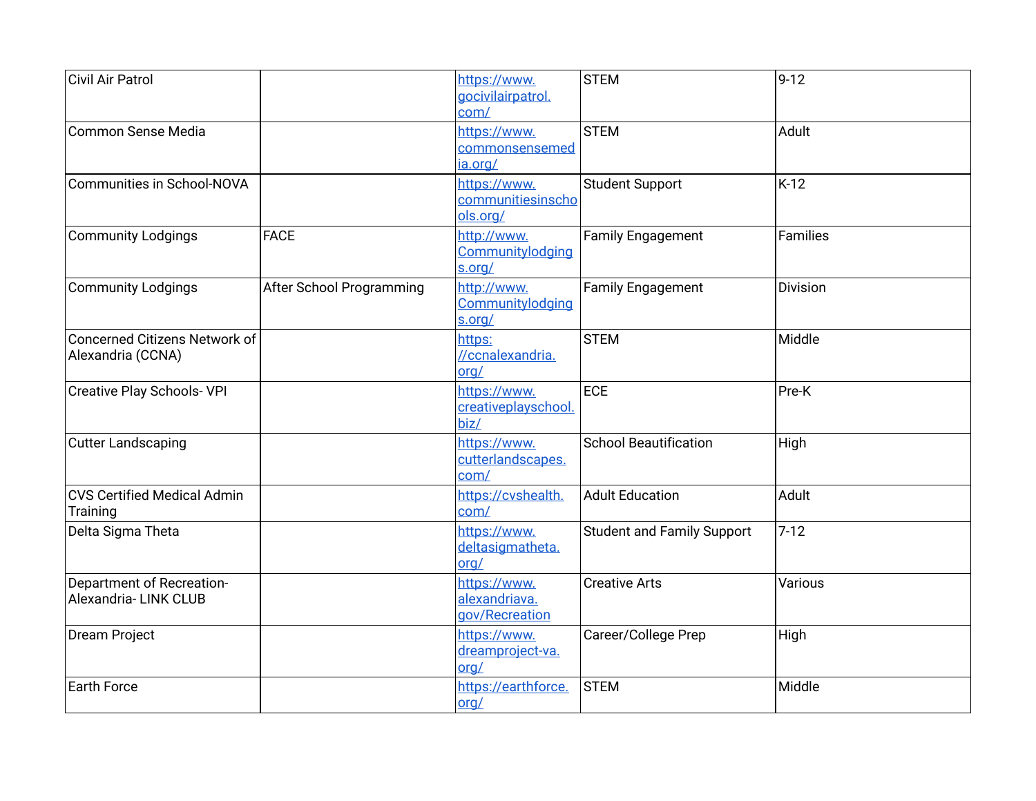| Civil Air Patrol | | https://www.gocivilairpatrol.com/ | STEM | 9-12 |
|---|---|---|---|---|
| Common Sense Media | | https://www.commonsensemedia.org/ | STEM | Adult |
| Communities in School-NOVA | | https://www.communitiesinschools.org/ | Student Support | K-12 |
| Community Lodgings | FACE | http://www.Communitylodgings.org/ | Family Engagement | Families |
| Community Lodgings | After School Programming | http://www.Communitylodgings.org/ | Family Engagement | Division |
| Concerned Citizens Network of Alexandria (CCNA) | | https://ccnalexandria.org/ | STEM | Middle |
| Creative Play Schools- VPI | | https://www.creativeplayschool.biz/ | ECE | Pre-K |
| Cutter Landscaping | | https://www.cutterlandscapes.com/ | School Beautification | High |
| CVS Certified Medical Admin Training | | https://cvshealth.com/ | Adult Education | Adult |
| Delta Sigma Theta | | https://www.deltasigmatheta.org/ | Student and Family Support | 7-12 |
| Department of Recreation- Alexandria- LINK CLUB | | https://www.alexandriava.gov/Recreation | Creative Arts | Various |
| Dream Project | | https://www.dreamproject-va.org/ | Career/College Prep | High |
| Earth Force | | https://earthforce.org/ | STEM | Middle |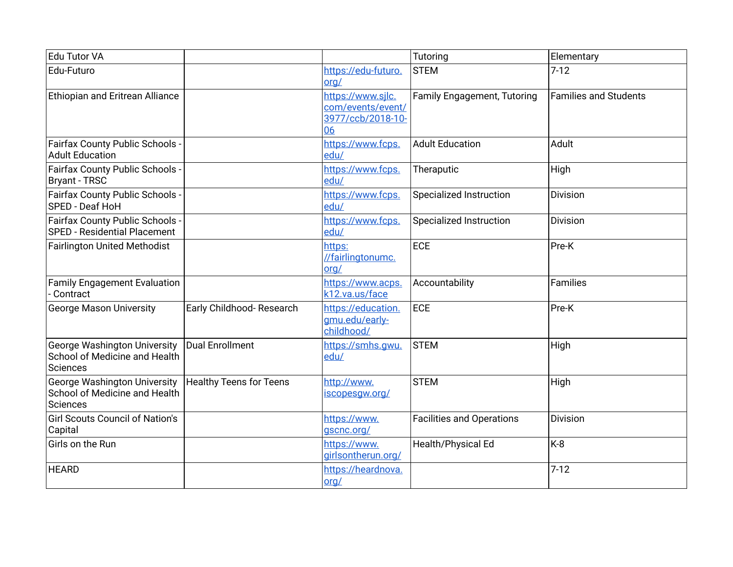| Edu Tutor VA | | | Tutoring | Elementary |
|---|---|---|---|---|
| Edu-Futuro | | https://edu-futuro.org/ | STEM | 7-12 |
| Ethiopian and Eritrean Alliance | | https://www.sjlc.com/events/event/3977/ccb/2018-10-06 | Family Engagement, Tutoring | Families and Students |
| Fairfax County Public Schools - Adult Education | | https://www.fcps.edu/ | Adult Education | Adult |
| Fairfax County Public Schools - Bryant - TRSC | | https://www.fcps.edu/ | Theraputic | High |
| Fairfax County Public Schools - SPED - Deaf HoH | | https://www.fcps.edu/ | Specialized Instruction | Division |
| Fairfax County Public Schools - SPED - Residential Placement | | https://www.fcps.edu/ | Specialized Instruction | Division |
| Fairlington United Methodist | | https://fairlingtonumc.org/ | ECE | Pre-K |
| Family Engagement Evaluation - Contract | | https://www.acps.k12.va.us/face | Accountability | Families |
| George Mason University | Early Childhood- Research | https://education.gmu.edu/early-childhood/ | ECE | Pre-K |
| George Washington University School of Medicine and Health Sciences | Dual Enrollment | https://smhs.gwu.edu/ | STEM | High |
| George Washington University School of Medicine and Health Sciences | Healthy Teens for Teens | http://www.iscopesgw.org/ | STEM | High |
| Girl Scouts Council of Nation's Capital | | https://www.gscnc.org/ | Facilities and Operations | Division |
| Girls on the Run | | https://www.girlsontherun.org/ | Health/Physical Ed | K-8 |
| HEARD | | https://heardnova.org/ | | 7-12 |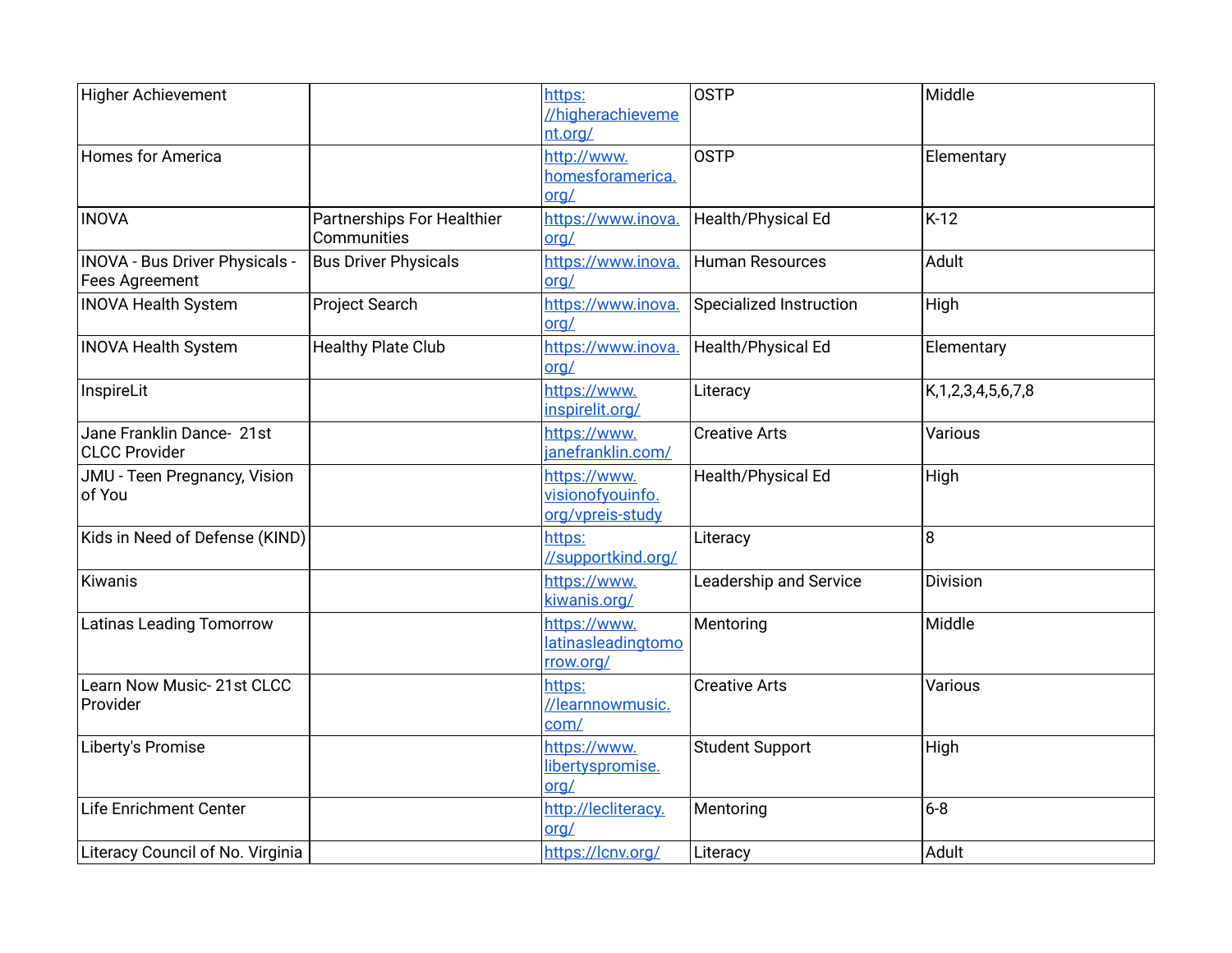| | | | | |
|---|---|---|---|---|
| Higher Achievement | | https://higherachievement.org/ | OSTP | Middle |
| Homes for America | | http://www.homesforamerica.org/ | OSTP | Elementary |
| INOVA | Partnerships For Healthier Communities | https://www.inova.org/ | Health/Physical Ed | K-12 |
| INOVA - Bus Driver Physicals - Fees Agreement | Bus Driver Physicals | https://www.inova.org/ | Human Resources | Adult |
| INOVA Health System | Project Search | https://www.inova.org/ | Specialized Instruction | High |
| INOVA Health System | Healthy Plate Club | https://www.inova.org/ | Health/Physical Ed | Elementary |
| InspireLit | | https://www.inspirelit.org/ | Literacy | K,1,2,3,4,5,6,7,8 |
| Jane Franklin Dance- 21st CLCC Provider | | https://www.janefranklin.com/ | Creative Arts | Various |
| JMU - Teen Pregnancy, Vision of You | | https://www.visionofyouinfo.org/vpreis-study | Health/Physical Ed | High |
| Kids in Need of Defense (KIND) | | https://supportkind.org/ | Literacy | 8 |
| Kiwanis | | https://www.kiwanis.org/ | Leadership and Service | Division |
| Latinas Leading Tomorrow | | https://www.latinasleadingtomorrow.org/ | Mentoring | Middle |
| Learn Now Music- 21st CLCC Provider | | https://learnnowmusic.com/ | Creative Arts | Various |
| Liberty's Promise | | https://www.libertyspromise.org/ | Student Support | High |
| Life Enrichment Center | | http://lecliteracy.org/ | Mentoring | 6-8 |
| Literacy Council of No. Virginia | | https://lcnv.org/ | Literacy | Adult |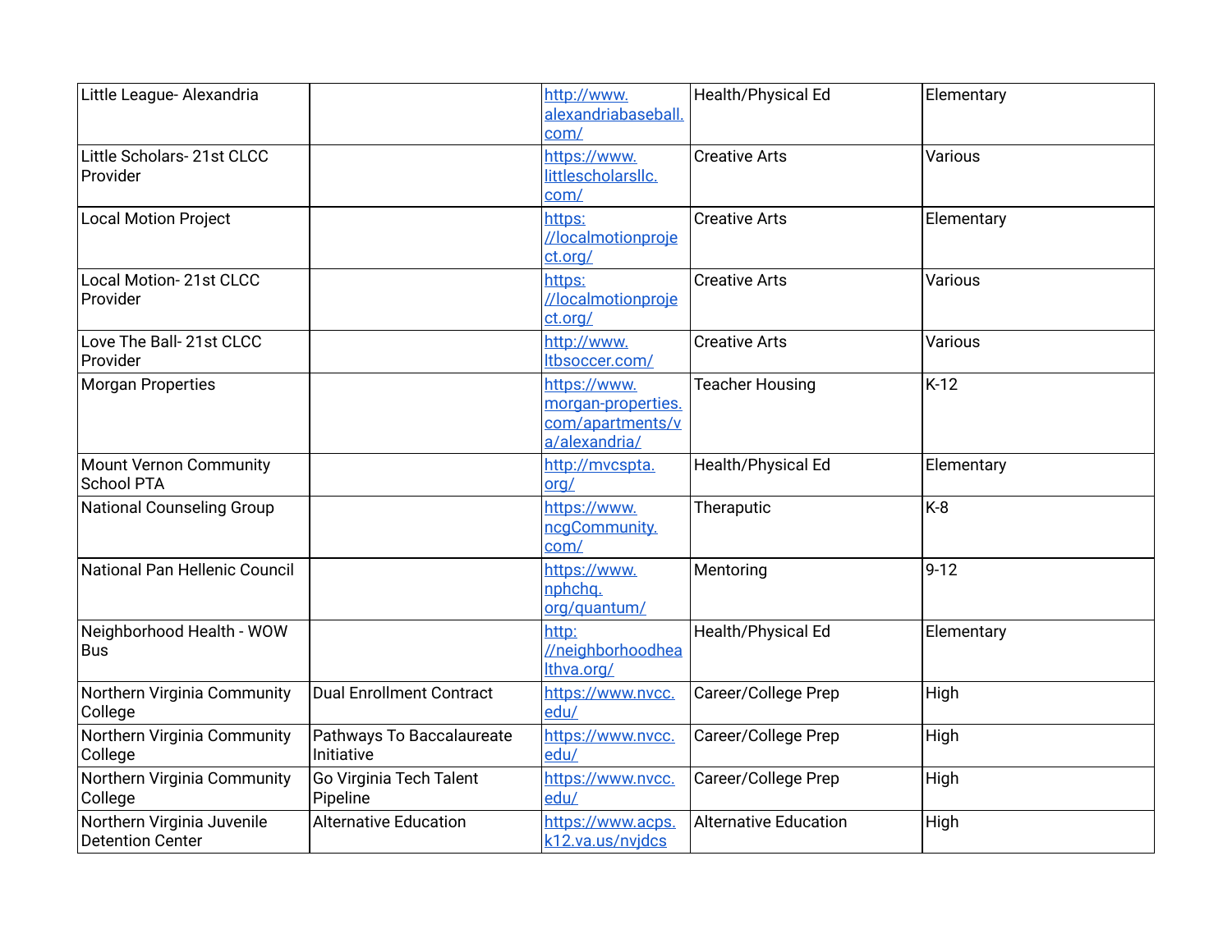| | | | | |
|---|---|---|---|---|
| Little League- Alexandria | | http://www.alexandriabaseball.com/ | Health/Physical Ed | Elementary |
| Little Scholars- 21st CLCC Provider | | https://www.littlescholarsllc.com/ | Creative Arts | Various |
| Local Motion Project | | https://localmotionproject.org/ | Creative Arts | Elementary |
| Local Motion- 21st CLCC Provider | | https://localmotionproject.org/ | Creative Arts | Various |
| Love The Ball- 21st CLCC Provider | | http://www.ltbsoccer.com/ | Creative Arts | Various |
| Morgan Properties | | https://www.morgan-properties.com/apartments/va/alexandria/ | Teacher Housing | K-12 |
| Mount Vernon Community School PTA | | http://mvcspta.org/ | Health/Physical Ed | Elementary |
| National Counseling Group | | https://www.ncgCommunity.com/ | Theraputic | K-8 |
| National Pan Hellenic Council | | https://www.nphchq.org/quantum/ | Mentoring | 9-12 |
| Neighborhood Health - WOW Bus | | http://neighborhoodhealthva.org/ | Health/Physical Ed | Elementary |
| Northern Virginia Community College | Dual Enrollment Contract | https://www.nvcc.edu/ | Career/College Prep | High |
| Northern Virginia Community College | Pathways To Baccalaureate Initiative | https://www.nvcc.edu/ | Career/College Prep | High |
| Northern Virginia Community College | Go Virginia Tech Talent Pipeline | https://www.nvcc.edu/ | Career/College Prep | High |
| Northern Virginia Juvenile Detention Center | Alternative Education | https://www.acps.k12.va.us/nvjdcs | Alternative Education | High |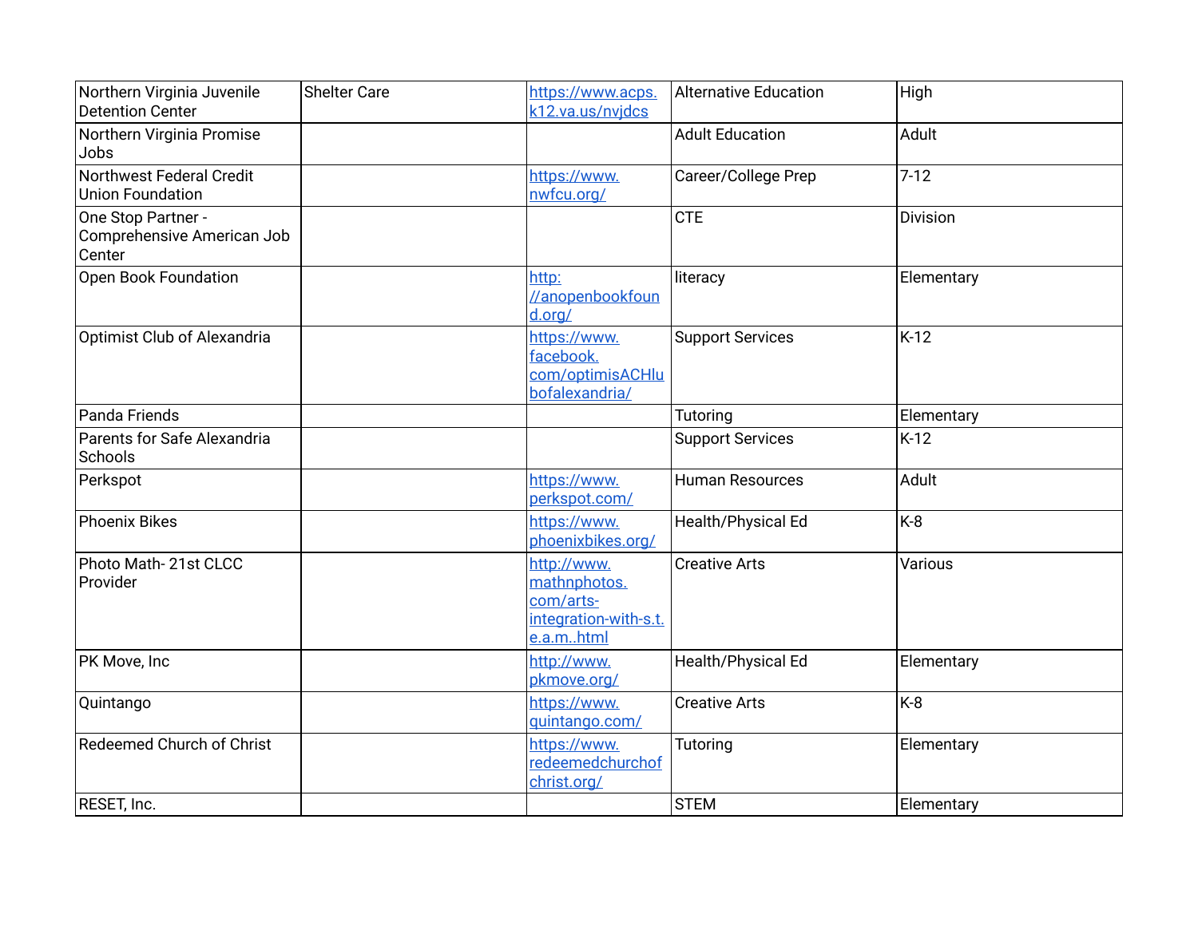| | | | | |
|---|---|---|---|---|
| Northern Virginia Juvenile Detention Center | Shelter Care | https://www.acps.k12.va.us/nvjdcs | Alternative Education | High |
| Northern Virginia Promise Jobs | | | Adult Education | Adult |
| Northwest Federal Credit Union Foundation | | https://www.nwfcu.org/ | Career/College Prep | 7-12 |
| One Stop Partner - Comprehensive American Job Center | | | CTE | Division |
| Open Book Foundation | | http://anopenbookfound.org/ | literacy | Elementary |
| Optimist Club of Alexandria | | https://www.facebook.com/optimisACHlubofalexandria/ | Support Services | K-12 |
| Panda Friends | | | Tutoring | Elementary |
| Parents for Safe Alexandria Schools | | | Support Services | K-12 |
| Perkspot | | https://www.perkspot.com/ | Human Resources | Adult |
| Phoenix Bikes | | https://www.phoenixbikes.org/ | Health/Physical Ed | K-8 |
| Photo Math- 21st CLCC Provider | | http://www.mathnphotos.com/arts-integration-with-s.t.e.a.m..html | Creative Arts | Various |
| PK Move, Inc | | http://www.pkmove.org/ | Health/Physical Ed | Elementary |
| Quintango | | https://www.quintango.com/ | Creative Arts | K-8 |
| Redeemed Church of Christ | | https://www.redeemedchurchofchrist.org/ | Tutoring | Elementary |
| RESET, Inc. | | | STEM | Elementary |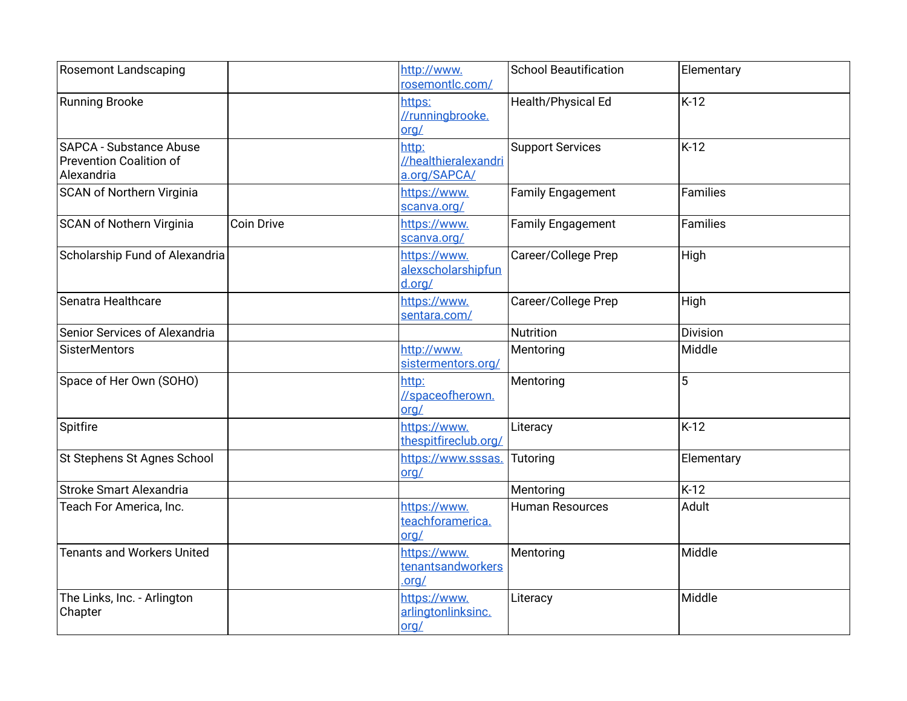| | | | | |
|---|---|---|---|---|
| Rosemont Landscaping | | http://www.rosemontlc.com/ | School Beautification | Elementary |
| Running Brooke | | https://runningbrooke.org/ | Health/Physical Ed | K-12 |
| SAPCA - Substance Abuse Prevention Coalition of Alexandria | | http://healthieralexandria.org/SAPCA/ | Support Services | K-12 |
| SCAN of Northern Virginia | | https://www.scanva.org/ | Family Engagement | Families |
| SCAN of Nothern Virginia | Coin Drive | https://www.scanva.org/ | Family Engagement | Families |
| Scholarship Fund of Alexandria | | https://www.alexscholarshipfund.org/ | Career/College Prep | High |
| Senatra Healthcare | | https://www.sentara.com/ | Career/College Prep | High |
| Senior Services of Alexandria | | | Nutrition | Division |
| SisterMentors | | http://www.sistermentors.org/ | Mentoring | Middle |
| Space of Her Own (SOHO) | | http://spaceofherown.org/ | Mentoring | 5 |
| Spitfire | | https://www.thespitfireclub.org/ | Literacy | K-12 |
| St Stephens St Agnes School | | https://www.sssas.org/ | Tutoring | Elementary |
| Stroke Smart Alexandria | | | Mentoring | K-12 |
| Teach For America, Inc. | | https://www.teachforamerica.org/ | Human Resources | Adult |
| Tenants and Workers United | | https://www.tenantsandworkers.org/ | Mentoring | Middle |
| The Links, Inc. - Arlington Chapter | | https://www.arlingtonlinksinc.org/ | Literacy | Middle |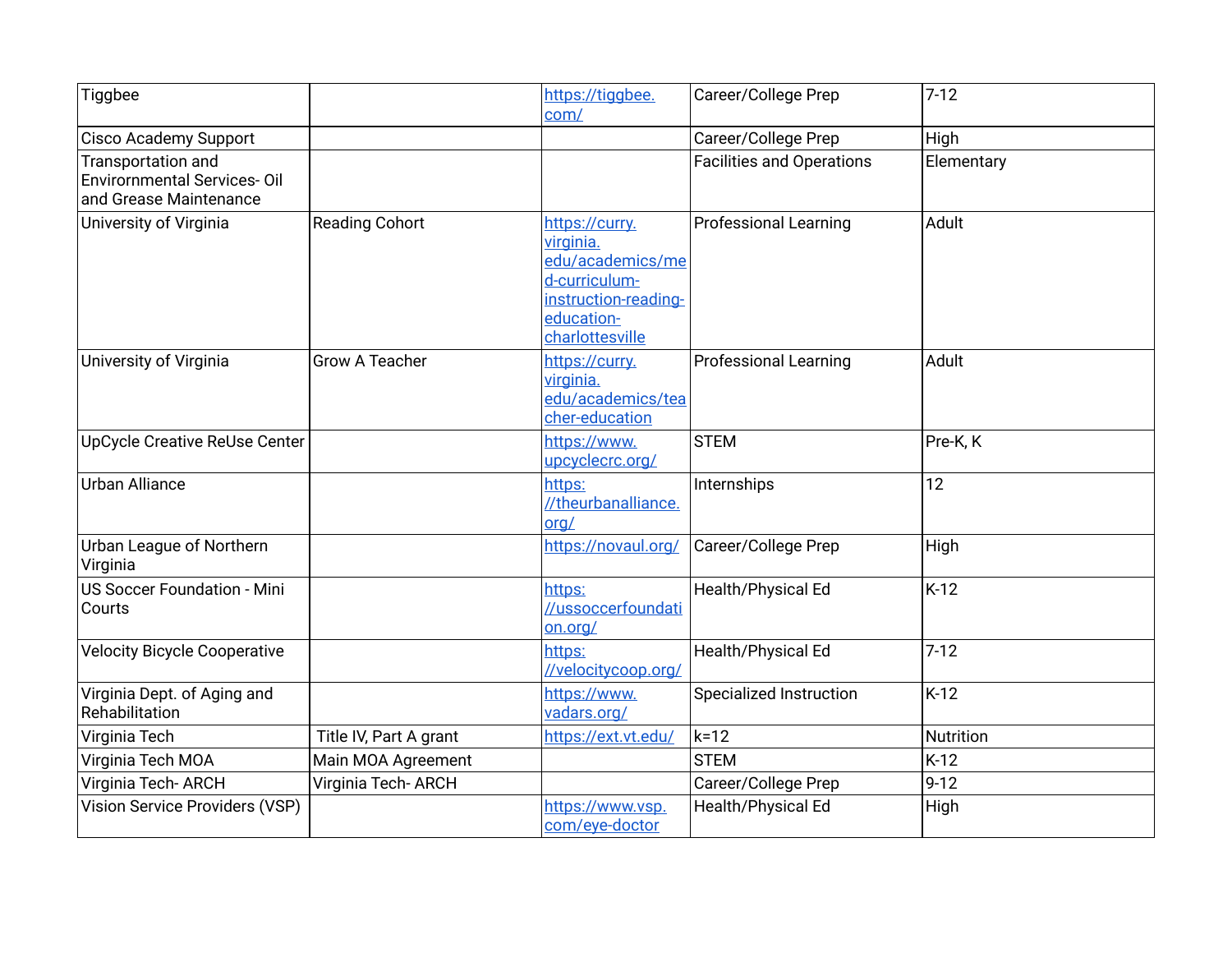| | | | | |
|---|---|---|---|---|
| Tiggbee | | https://tiggbee.com/ | Career/College Prep | 7-12 |
| Cisco Academy Support | | | Career/College Prep | High |
| Transportation and Envirornmental Services- Oil and Grease Maintenance | | | Facilities and Operations | Elementary |
| University of Virginia | Reading Cohort | https://curry.virginia.edu/academics/med-curriculum-instruction-reading-education-charlottesville | Professional Learning | Adult |
| University of Virginia | Grow A Teacher | https://curry.virginia.edu/academics/teacher-education | Professional Learning | Adult |
| UpCycle Creative ReUse Center | | https://www.upcyclecrc.org/ | STEM | Pre-K, K |
| Urban Alliance | | https://theurbanalliance.org/ | Internships | 12 |
| Urban League of Northern Virginia | | https://novaul.org/ | Career/College Prep | High |
| US Soccer Foundation - Mini Courts | | https://ussoccerfoundation.org/ | Health/Physical Ed | K-12 |
| Velocity Bicycle Cooperative | | https://velocitycoop.org/ | Health/Physical Ed | 7-12 |
| Virginia Dept. of Aging and Rehabilitation | | https://www.vadars.org/ | Specialized Instruction | K-12 |
| Virginia Tech | Title IV, Part A grant | https://ext.vt.edu/ | k=12 | Nutrition |
| Virginia Tech MOA | Main MOA Agreement | | STEM | K-12 |
| Virginia Tech- ARCH | Virginia Tech- ARCH | | Career/College Prep | 9-12 |
| Vision Service Providers (VSP) | | https://www.vsp.com/eye-doctor | Health/Physical Ed | High |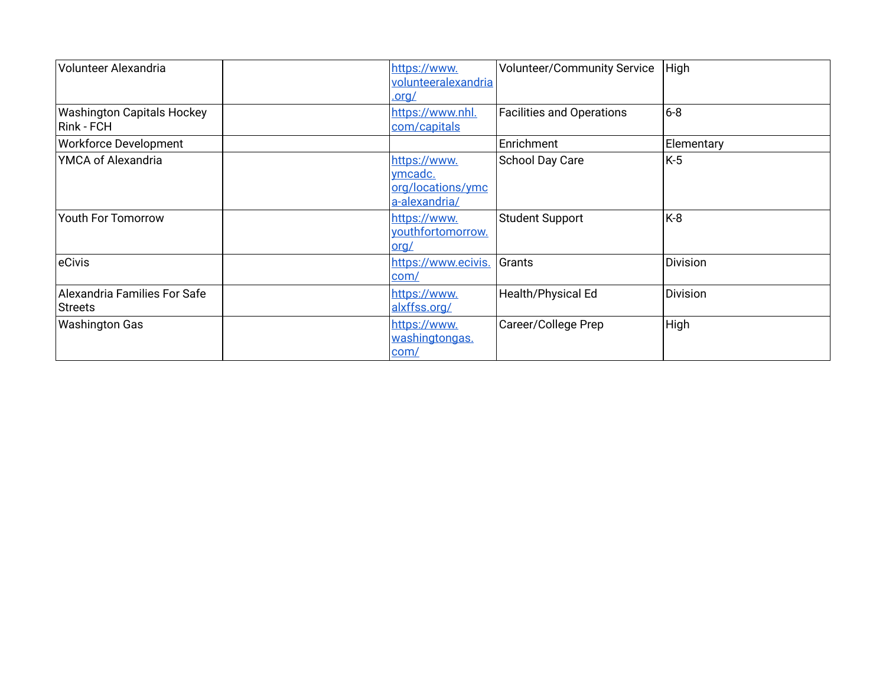| | | | | |
|---|---|---|---|---|
| Volunteer Alexandria | | https://www.volunteeralexandria.org/ | Volunteer/Community Service | High |
| Washington Capitals Hockey Rink - FCH | | https://www.nhl.com/capitals | Facilities and Operations | 6-8 |
| Workforce Development | | | Enrichment | Elementary |
| YMCA of Alexandria | | https://www.ymcadc.org/locations/ymca-alexandria/ | School Day Care | K-5 |
| Youth For Tomorrow | | https://www.youthfortomorrow.org/ | Student Support | K-8 |
| eCivis | | https://www.ecivis.com/ | Grants | Division |
| Alexandria Families For Safe Streets | | https://www.alxffss.org/ | Health/Physical Ed | Division |
| Washington Gas | | https://www.washingtongas.com/ | Career/College Prep | High |